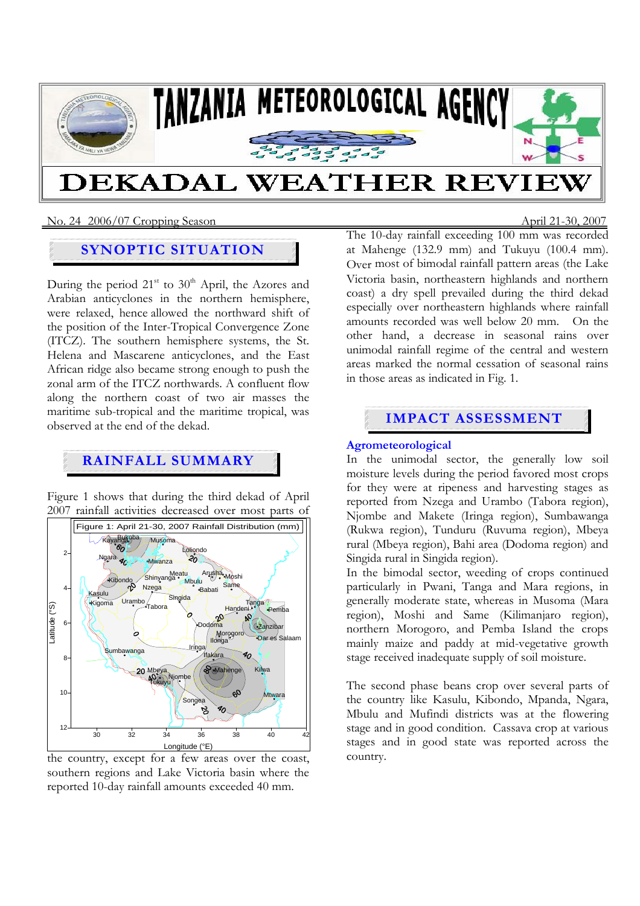# TANZANIA METEOROLOGICAL AGENCY

# DEKADAL WEATHER REVIEW

No. 24 2006/07 Cropping Season — April 21-30, 2007

## SYNOPTIC SITUATION

During the period 21st to 30th April, the Azores and Arabian anticyclones in the northern hemisphere, were relaxed, hence allowed the northward shift of the position of the Inter-Tropical Convergence Zone (ITCZ). The southern hemisphere systems, the St. Helena and Mascarene anticyclones, and the East African ridge also became strong enough to push the zonal arm of the ITCZ northwards. A confluent flow along the northern coast of two air masses the maritime sub-tropical and the maritime tropical, was observed at the end of the dekad.

## RAINFALL SUMMARY

Figure 1 shows that during the third dekad of April 2007 rainfall activities decreased over most parts of the country, except for a few areas over the coast, southern regions and Lake Victoria basin where the reported 10-day rainfall amounts exceeded 40 mm.

Figure 1: April 21-30, 2007 Rainfall Distribution (mm)

The 10-day rainfall exceeding 100 mm was recorded at Mahenge (132.9 mm) and Tukuyu (100.4 mm). Over most of bimodal rainfall pattern areas (the Lake Victoria basin, northeastern highlands and northern coast) a dry spell prevailed during the third dekad especially over northeastern highlands where rainfall amounts recorded was well below 20 mm. On the other hand, a decrease in seasonal rains over unimodal rainfall regime of the central and western areas marked the normal cessation of seasonal rains in those areas as indicated in Fig. 1.

## IMPACT ASSESSMENT

### Agrometeorological

In the unimodal sector, the generally low soil moisture levels during the period favored most crops for they were at ripeness and harvesting stages as reported from Nzega and Urambo (Tabora region), Njombe and Makete (Iringa region), Sumbawanga (Rukwa region), Tunduru (Ruvuma region), Mbeya rural (Mbeya region), Bahi area (Dodoma region) and Singida rural in Singida region).

In the bimodal sector, weeding of crops continued particularly in Pwani, Tanga and Mara regions, in generally moderate state, whereas in Musoma (Mara region), Moshi and Same (Kilimanjaro region), northern Morogoro, and Pemba Island the crops mainly maize and paddy at mid-vegetative growth stage received inadequate supply of soil moisture.

The second phase beans crop over several parts of the country like Kasulu, Kibondo, Mpanda, Ngara, Mbulu and Mufindi districts was at the flowering stage and in good condition. Cassava crop at various stages and in good state was reported across the country.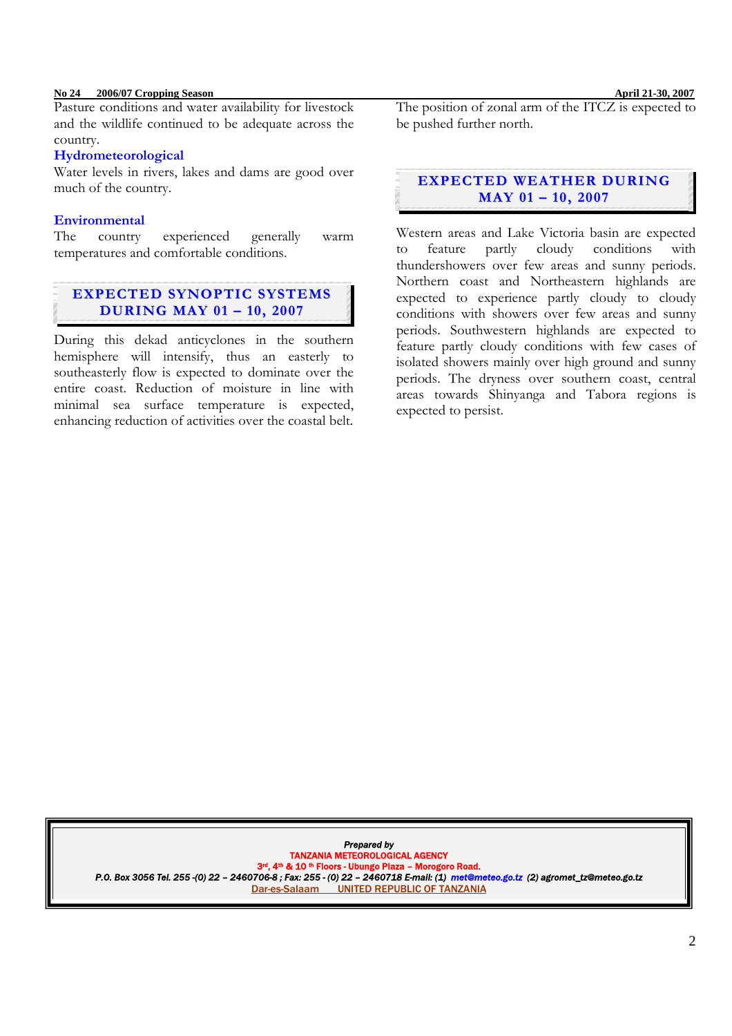Pasture conditions and water availability for livestock and the wildlife continued to be adequate across the country.

### Hydrometeorological

Water levels in rivers, lakes and dams are good over much of the country.

### Environmental

The country experienced generally warm temperatures and comfortable conditions.

## EXPECTED SYNOPTIC SYSTEMS DURING MAY 01 – 10, 2007

During this dekad anticyclones in the southern hemisphere will intensify, thus an easterly to southeasterly flow is expected to dominate over the entire coast. Reduction of moisture in line with minimal sea surface temperature is expected, enhancing reduction of activities over the coastal belt.

The position of zonal arm of the ITCZ is expected to be pushed further north.

## EXPECTED WEATHER DURING MAY 01 – 10, 2007

Western areas and Lake Victoria basin are expected to feature partly cloudy conditions with thundershowers over few areas and sunny periods. Northern coast and Northeastern highlands are expected to experience partly cloudy to cloudy conditions with showers over few areas and sunny periods. Southwestern highlands are expected to feature partly cloudy conditions with few cases of isolated showers mainly over high ground and sunny periods. The dryness over southern coast, central areas towards Shinyanga and Tabora regions is expected to persist.

*Prepared by*
**TANZANIA METEOROLOGICAL AGENCY**
**3rd, 4th & 10th Floors - Ubungo Plaza – Morogoro Road.**
*P.O. Box 3056 Tel. 255 -(0) 22 – 2460706-8 ; Fax: 255 - (0) 22 – 2460718 E-mail: (1) met@meteo.go.tz (2) agromet_tz@meteo.go.tz*
Dar-es-Salaam UNITED REPUBLIC OF TANZANIA